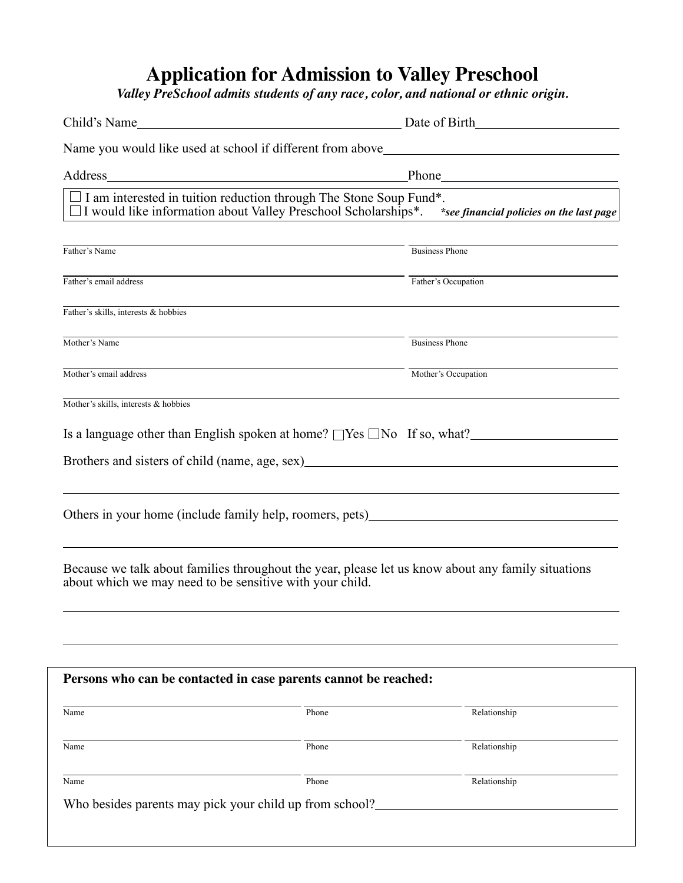# Application for Admission to Valley Preschool

***Valley PreSchool admits students of any race, color, and national or ethnic origin.***

Child's Name________________________________________ Date of Birth____________________

Name you would like used at school if different from above__________________________________

Address____________________________________________Phone_________________________

☐ I am interested in tuition reduction through The Stone Soup Fund*.
☐ I would like information about Valley Preschool Scholarships*. ***\*see financial policies on the last page***

_______________________________________________ ____________________________
Father's Name Business Phone

_______________________________________________ ____________________________
Father's email address Father's Occupation

____________________________________________________________________________
Father's skills, interests & hobbies

_______________________________________________ ____________________________
Mother's Name Business Phone

_______________________________________________ ____________________________
Mother's email address Mother's Occupation

____________________________________________________________________________
Mother's skills, interests & hobbies

Is a language other than English spoken at home? ☐Yes ☐No If so, what?____________________

Brothers and sisters of child (name, age, sex)____________________________________________

____________________________________________________________________________

Others in your home (include family help, roomers, pets)_____________________________________

____________________________________________________________________________

Because we talk about families throughout the year, please let us know about any family situations about which we may need to be sensitive with your child.

____________________________________________________________________________

____________________________________________________________________________

**Persons who can be contacted in case parents cannot be reached:**

| Name | Phone | Relationship |
|---|---|---|
| | | |
| | | |
| | | |

Who besides parents may pick your child up from school?______________________________________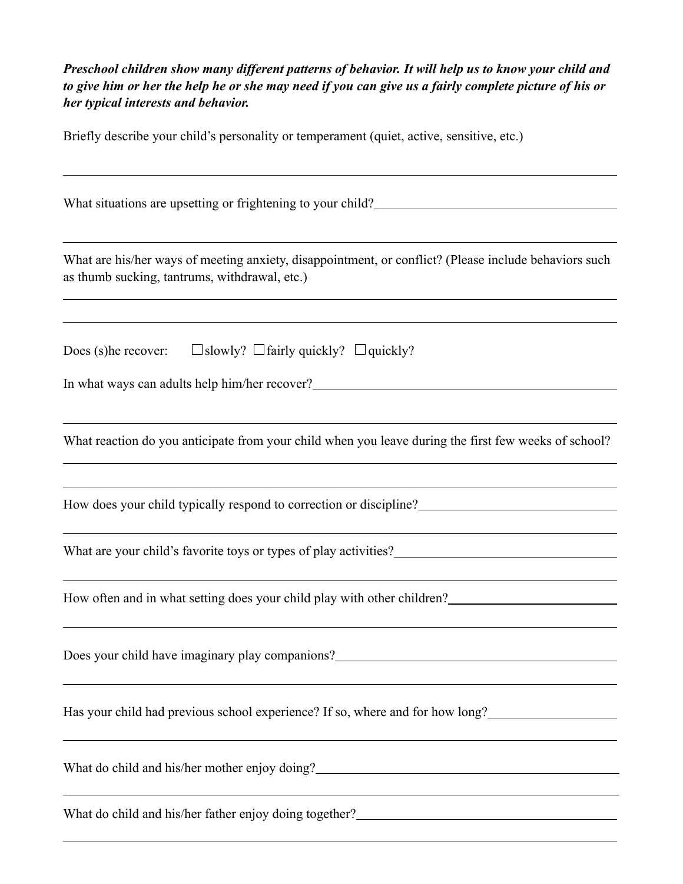***Preschool children show many different patterns of behavior. It will help us to know your child and to give him or her the help he or she may need if you can give us a fairly complete picture of his or her typical interests and behavior.***

Briefly describe your child's personality or temperament (quiet, active, sensitive, etc.)

___

What situations are upsetting or frightening to your child? ___

___

What are his/her ways of meeting anxiety, disappointment, or conflict? (Please include behaviors such as thumb sucking, tantrums, withdrawal, etc.)

___

___

Does (s)he recover: ☐ slowly? ☐ fairly quickly? ☐ quickly?

In what ways can adults help him/her recover? ___

___

What reaction do you anticipate from your child when you leave during the first few weeks of school?

___

___

How does your child typically respond to correction or discipline? ___

___

What are your child's favorite toys or types of play activities? ___

___

How often and in what setting does your child play with other children? ___

___

Does your child have imaginary play companions? ___

___

Has your child had previous school experience? If so, where and for how long? ___

___

What do child and his/her mother enjoy doing? ___

___

What do child and his/her father enjoy doing together? ___

___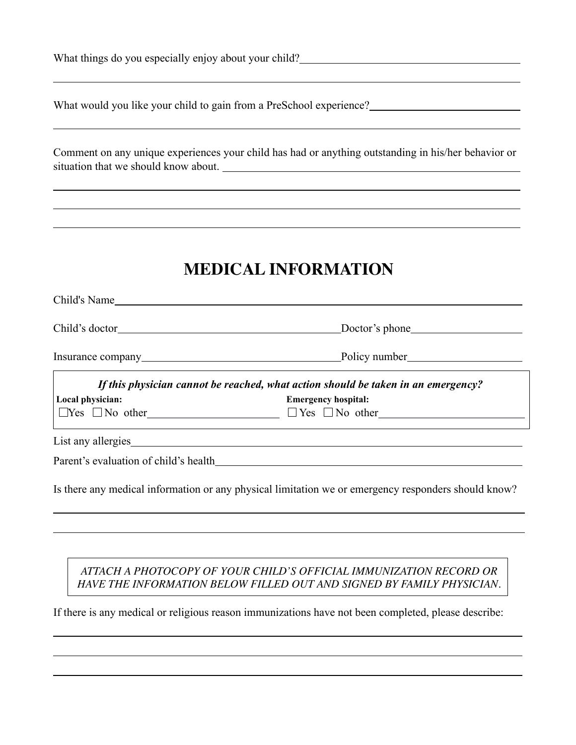What things do you especially enjoy about your child? ______________________________

_____________________________________________________________________________

What would you like your child to gain from a PreSchool experience? ______________________

_____________________________________________________________________________

Comment on any unique experiences your child has had or anything outstanding in his/her behavior or situation that we should know about. ________________________________________

_____________________________________________________________________________

_____________________________________________________________________________

_____________________________________________________________________________

# MEDICAL INFORMATION

Child's Name ____________________________________________________________

Child's doctor ______________________________ Doctor's phone ________________

Insurance company ___________________________ Policy number ________________

***If this physician cannot be reached, what action should be taken in an emergency?***

**Local physician:** ☐Yes ☐No other ____________________

**Emergency hospital:** ☐Yes ☐No other ____________________

List any allergies ____________________________________________________________

Parent's evaluation of child's health ____________________________________________

Is there any medical information or any physical limitation we or emergency responders should know?

_____________________________________________________________________________

_____________________________________________________________________________

*ATTACH A PHOTOCOPY OF YOUR CHILD'S OFFICIAL IMMUNIZATION RECORD OR HAVE THE INFORMATION BELOW FILLED OUT AND SIGNED BY FAMILY PHYSICIAN.*

If there is any medical or religious reason immunizations have not been completed, please describe:

_____________________________________________________________________________

_____________________________________________________________________________

_____________________________________________________________________________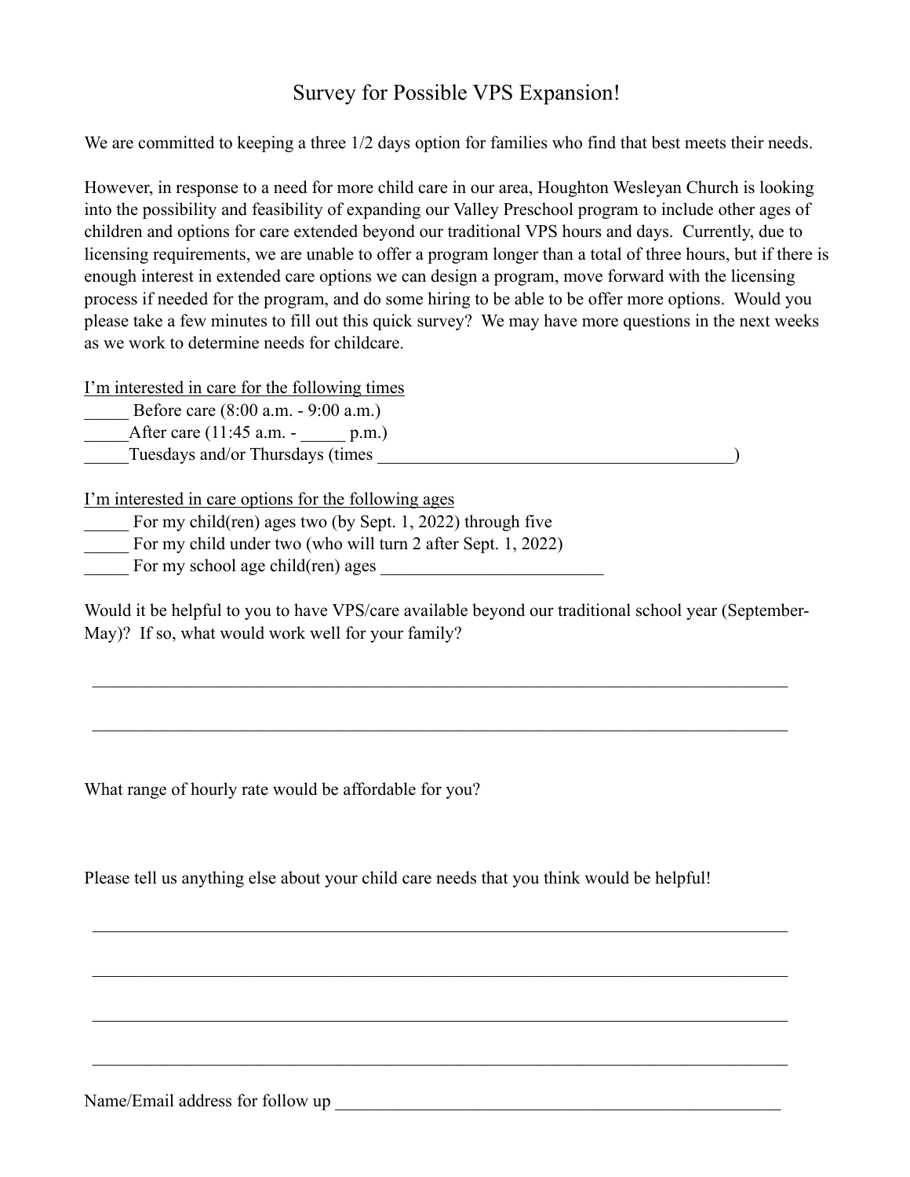# Survey for Possible VPS Expansion!

We are committed to keeping a three 1/2 days option for families who find that best meets their needs.

However, in response to a need for more child care in our area, Houghton Wesleyan Church is looking into the possibility and feasibility of expanding our Valley Preschool program to include other ages of children and options for care extended beyond our traditional VPS hours and days. Currently, due to licensing requirements, we are unable to offer a program longer than a total of three hours, but if there is enough interest in extended care options we can design a program, move forward with the licensing process if needed for the program, and do some hiring to be able to be offer more options. Would you please take a few minutes to fill out this quick survey? We may have more questions in the next weeks as we work to determine needs for childcare.

<u>I'm interested in care for the following times</u>

_____ Before care (8:00 a.m. - 9:00 a.m.)
_____After care (11:45 a.m. - _____ p.m.)
_____Tuesdays and/or Thursdays (times _________________________________________)

<u>I'm interested in care options for the following ages</u>

_____ For my child(ren) ages two (by Sept. 1, 2022) through five
_____ For my child under two (who will turn 2 after Sept. 1, 2022)
_____ For my school age child(ren) ages _________________________

Would it be helpful to you to have VPS/care available beyond our traditional school year (September-May)? If so, what would work well for your family?

_________________________________________________________________________________

_________________________________________________________________________________

What range of hourly rate would be affordable for you?

Please tell us anything else about your child care needs that you think would be helpful!

_________________________________________________________________________________

_________________________________________________________________________________

_________________________________________________________________________________

_________________________________________________________________________________

Name/Email address for follow up _____________________________________________________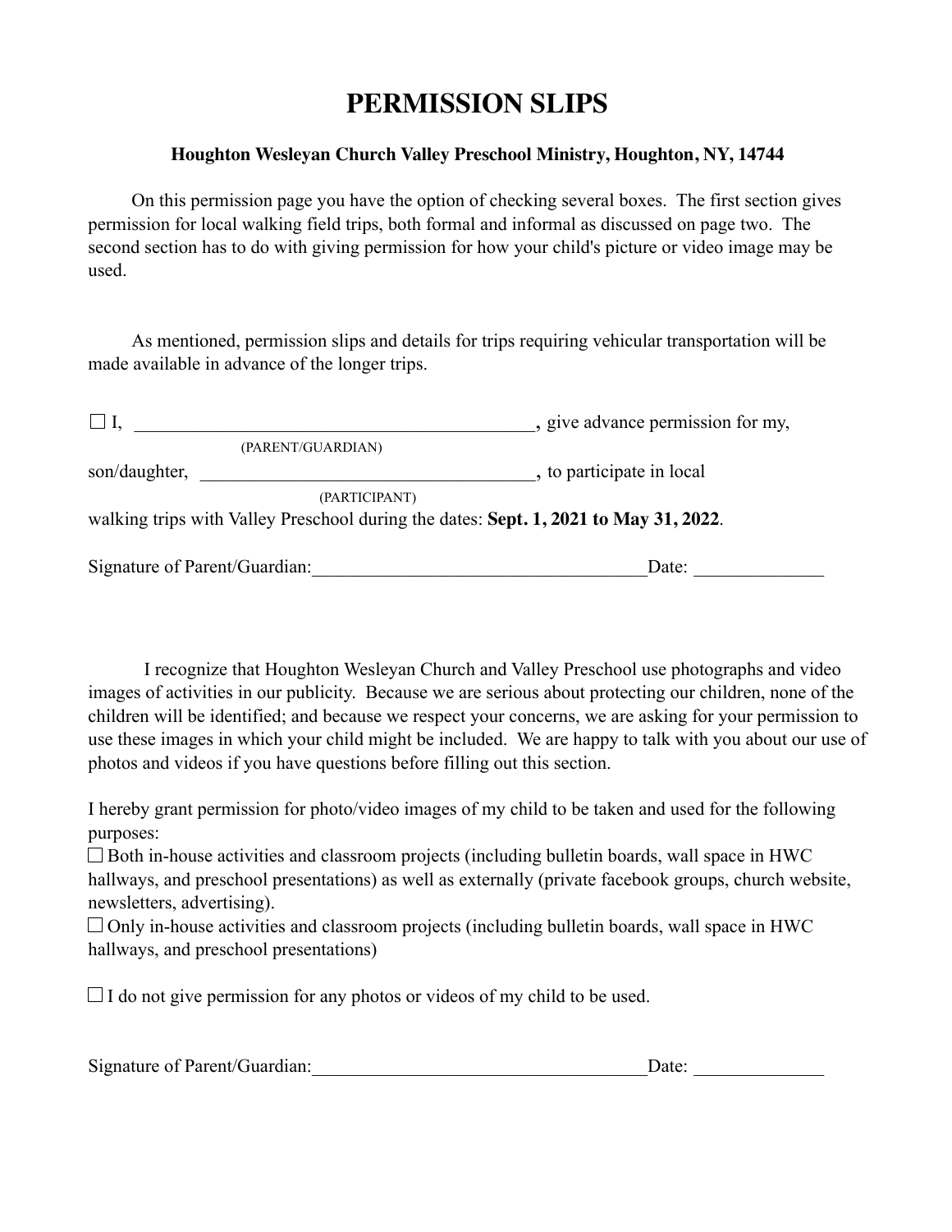# PERMISSION SLIPS

**Houghton Wesleyan Church Valley Preschool Ministry, Houghton, NY, 14744**

On this permission page you have the option of checking several boxes. The first section gives permission for local walking field trips, both formal and informal as discussed on page two. The second section has to do with giving permission for how your child's picture or video image may be used.

As mentioned, permission slips and details for trips requiring vehicular transportation will be made available in advance of the longer trips.

☐ I, ____________________________________________, give advance permission for my,
(PARENT/GUARDIAN)

son/daughter, ____________________________________, to participate in local
(PARTICIPANT)

walking trips with Valley Preschool during the dates: **Sept. 1, 2021 to May 31, 2022**.

Signature of Parent/Guardian:____________________________________Date: ______________

I recognize that Houghton Wesleyan Church and Valley Preschool use photographs and video images of activities in our publicity. Because we are serious about protecting our children, none of the children will be identified; and because we respect your concerns, we are asking for your permission to use these images in which your child might be included. We are happy to talk with you about our use of photos and videos if you have questions before filling out this section.

I hereby grant permission for photo/video images of my child to be taken and used for the following purposes:

☐ Both in-house activities and classroom projects (including bulletin boards, wall space in HWC hallways, and preschool presentations) as well as externally (private facebook groups, church website, newsletters, advertising).

☐ Only in-house activities and classroom projects (including bulletin boards, wall space in HWC hallways, and preschool presentations)

☐ I do not give permission for any photos or videos of my child to be used.

Signature of Parent/Guardian:____________________________________Date: ______________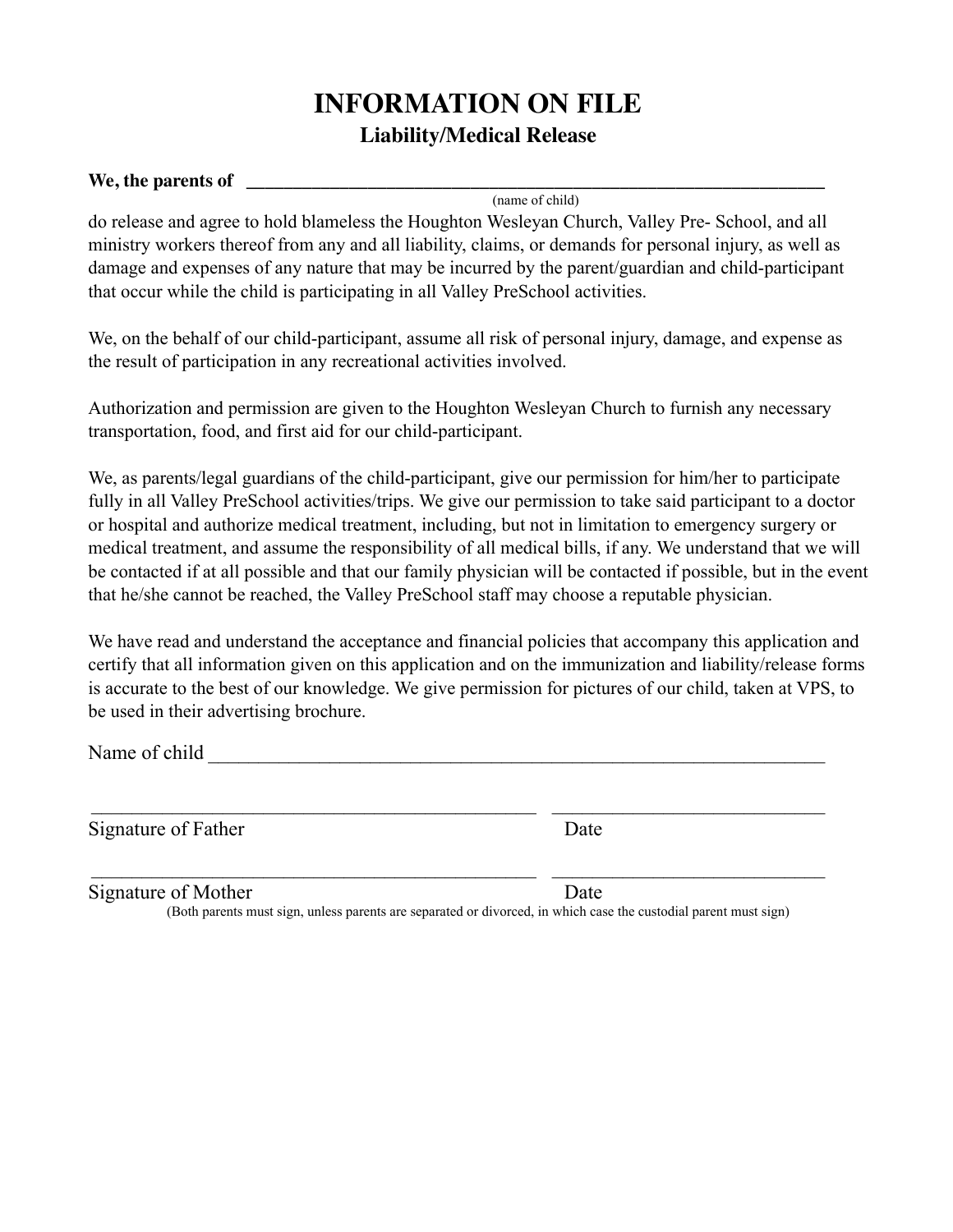# INFORMATION ON FILE

## Liability/Medical Release

**We, the parents of** \_\_\_\_\_\_\_\_\_\_\_\_\_\_\_\_\_\_\_\_\_\_\_\_\_\_\_\_\_\_\_\_\_\_\_\_\_\_\_\_\_\_\_\_\_\_\_\_\_\_\_\_\_\_\_\_\_\_\_\_\_\_\_\_

(name of child)

do release and agree to hold blameless the Houghton Wesleyan Church, Valley Pre- School, and all ministry workers thereof from any and all liability, claims, or demands for personal injury, as well as damage and expenses of any nature that may be incurred by the parent/guardian and child-participant that occur while the child is participating in all Valley PreSchool activities.

We, on the behalf of our child-participant, assume all risk of personal injury, damage, and expense as the result of participation in any recreational activities involved.

Authorization and permission are given to the Houghton Wesleyan Church to furnish any necessary transportation, food, and first aid for our child-participant.

We, as parents/legal guardians of the child-participant, give our permission for him/her to participate fully in all Valley PreSchool activities/trips. We give our permission to take said participant to a doctor or hospital and authorize medical treatment, including, but not in limitation to emergency surgery or medical treatment, and assume the responsibility of all medical bills, if any. We understand that we will be contacted if at all possible and that our family physician will be contacted if possible, but in the event that he/she cannot be reached, the Valley PreSchool staff may choose a reputable physician.

We have read and understand the acceptance and financial policies that accompany this application and certify that all information given on this application and on the immunization and liability/release forms is accurate to the best of our knowledge. We give permission for pictures of our child, taken at VPS, to be used in their advertising brochure.

Name of child \_\_\_\_\_\_\_\_\_\_\_\_\_\_\_\_\_\_\_\_\_\_\_\_\_\_\_\_\_\_\_\_\_\_\_\_\_\_\_\_\_\_\_\_\_\_\_\_\_\_\_\_\_\_\_\_\_\_\_\_

\_\_\_\_\_\_\_\_\_\_\_\_\_\_\_\_\_\_\_\_\_\_\_\_\_\_\_\_\_\_\_\_\_\_\_\_\_\_\_\_\_\_\_\_\_ \_\_\_\_\_\_\_\_\_\_\_\_\_\_\_\_\_\_\_\_\_\_\_\_\_\_\_\_

Signature of Father Date

\_\_\_\_\_\_\_\_\_\_\_\_\_\_\_\_\_\_\_\_\_\_\_\_\_\_\_\_\_\_\_\_\_\_\_\_\_\_\_\_\_\_\_\_\_ \_\_\_\_\_\_\_\_\_\_\_\_\_\_\_\_\_\_\_\_\_\_\_\_\_\_\_\_

Signature of Mother Date

(Both parents must sign, unless parents are separated or divorced, in which case the custodial parent must sign)